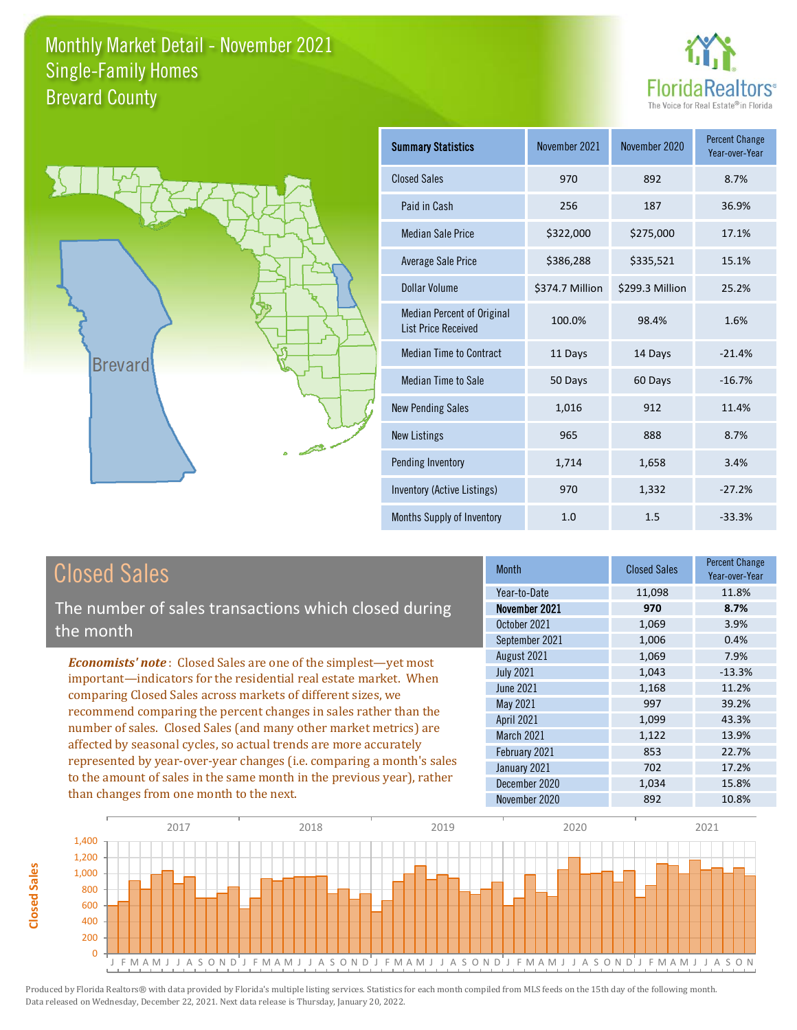# Monthly Market Detail - November 2021
## Single-Family Homes
## Brevard County

| Summary Statistics | November 2021 | November 2020 | Percent Change Year-over-Year |
|---|---|---|---|
| Closed Sales | 970 | 892 | 8.7% |
| Paid in Cash | 256 | 187 | 36.9% |
| Median Sale Price | $322,000 | $275,000 | 17.1% |
| Average Sale Price | $386,288 | $335,521 | 15.1% |
| Dollar Volume | $374.7 Million | $299.3 Million | 25.2% |
| Median Percent of Original List Price Received | 100.0% | 98.4% | 1.6% |
| Median Time to Contract | 11 Days | 14 Days | -21.4% |
| Median Time to Sale | 50 Days | 60 Days | -16.7% |
| New Pending Sales | 1,016 | 912 | 11.4% |
| New Listings | 965 | 888 | 8.7% |
| Pending Inventory | 1,714 | 1,658 | 3.4% |
| Inventory (Active Listings) | 970 | 1,332 | -27.2% |
| Months Supply of Inventory | 1.0 | 1.5 | -33.3% |

## Closed Sales

The number of sales transactions which closed during the month

*Economists' note*: Closed Sales are one of the simplest—yet most important—indicators for the residential real estate market. When comparing Closed Sales across markets of different sizes, we recommend comparing the percent changes in sales rather than the number of sales. Closed Sales (and many other market metrics) are affected by seasonal cycles, so actual trends are more accurately represented by year-over-year changes (i.e. comparing a month's sales to the amount of sales in the same month in the previous year), rather than changes from one month to the next.

| Month | Closed Sales | Percent Change Year-over-Year |
|---|---|---|
| Year-to-Date | 11,098 | 11.8% |
| **November 2021** | **970** | **8.7%** |
| October 2021 | 1,069 | 3.9% |
| September 2021 | 1,006 | 0.4% |
| August 2021 | 1,069 | 7.9% |
| July 2021 | 1,043 | -13.3% |
| June 2021 | 1,168 | 11.2% |
| May 2021 | 997 | 39.2% |
| April 2021 | 1,099 | 43.3% |
| March 2021 | 1,122 | 13.9% |
| February 2021 | 853 | 22.7% |
| January 2021 | 702 | 17.2% |
| December 2020 | 1,034 | 15.8% |
| November 2020 | 892 | 10.8% |

Produced by Florida Realtors® with data provided by Florida's multiple listing services. Statistics for each month compiled from MLS feeds on the 15th day of the following month. Data released on Wednesday, December 22, 2021. Next data release is Thursday, January 20, 2022.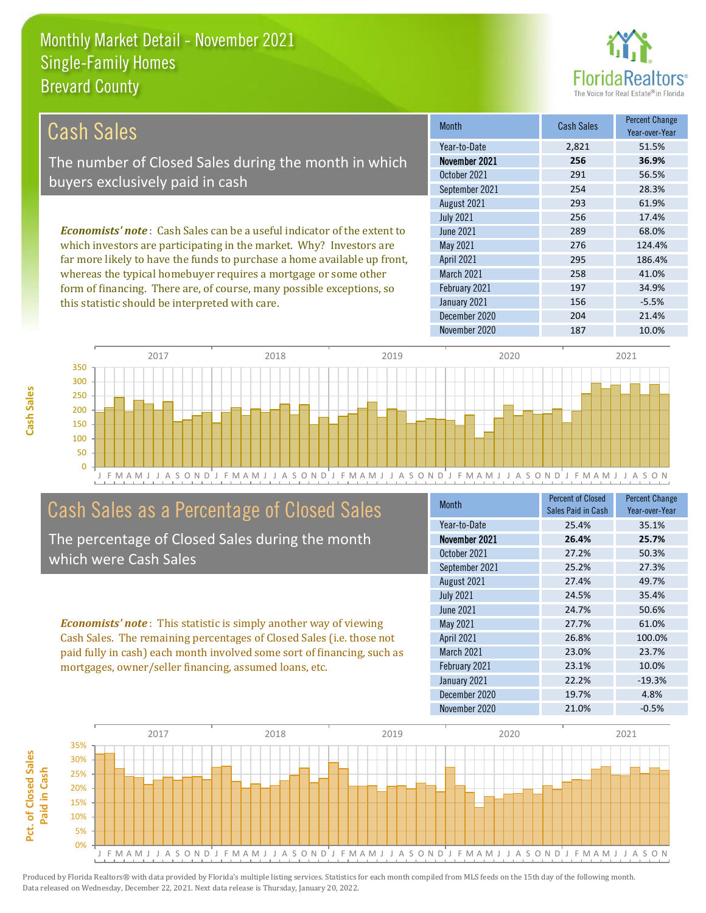# Monthly Market Detail - November 2021
## Single-Family Homes
## Brevard County

## Cash Sales

The number of Closed Sales during the month in which buyers exclusively paid in cash

*Economists' note*: Cash Sales can be a useful indicator of the extent to which investors are participating in the market. Why? Investors are far more likely to have the funds to purchase a home available up front, whereas the typical homebuyer requires a mortgage or some other form of financing. There are, of course, many possible exceptions, so this statistic should be interpreted with care.

| Month | Cash Sales | Percent Change Year-over-Year |
|---|---|---|
| Year-to-Date | 2,821 | 51.5% |
| **November 2021** | **256** | **36.9%** |
| October 2021 | 291 | 56.5% |
| September 2021 | 254 | 28.3% |
| August 2021 | 293 | 61.9% |
| July 2021 | 256 | 17.4% |
| June 2021 | 289 | 68.0% |
| May 2021 | 276 | 124.4% |
| April 2021 | 295 | 186.4% |
| March 2021 | 258 | 41.0% |
| February 2021 | 197 | 34.9% |
| January 2021 | 156 | -5.5% |
| December 2020 | 204 | 21.4% |
| November 2020 | 187 | 10.0% |

## Cash Sales as a Percentage of Closed Sales

The percentage of Closed Sales during the month which were Cash Sales

*Economists' note*: This statistic is simply another way of viewing Cash Sales. The remaining percentages of Closed Sales (i.e. those not paid fully in cash) each month involved some sort of financing, such as mortgages, owner/seller financing, assumed loans, etc.

| Month | Percent of Closed Sales Paid in Cash | Percent Change Year-over-Year |
|---|---|---|
| Year-to-Date | 25.4% | 35.1% |
| **November 2021** | **26.4%** | **25.7%** |
| October 2021 | 27.2% | 50.3% |
| September 2021 | 25.2% | 27.3% |
| August 2021 | 27.4% | 49.7% |
| July 2021 | 24.5% | 35.4% |
| June 2021 | 24.7% | 50.6% |
| May 2021 | 27.7% | 61.0% |
| April 2021 | 26.8% | 100.0% |
| March 2021 | 23.0% | 23.7% |
| February 2021 | 23.1% | 10.0% |
| January 2021 | 22.2% | -19.3% |
| December 2020 | 19.7% | 4.8% |
| November 2020 | 21.0% | -0.5% |

Produced by Florida Realtors® with data provided by Florida's multiple listing services. Statistics for each month compiled from MLS feeds on the 15th day of the following month. Data released on Wednesday, December 22, 2021. Next data release is Thursday, January 20, 2022.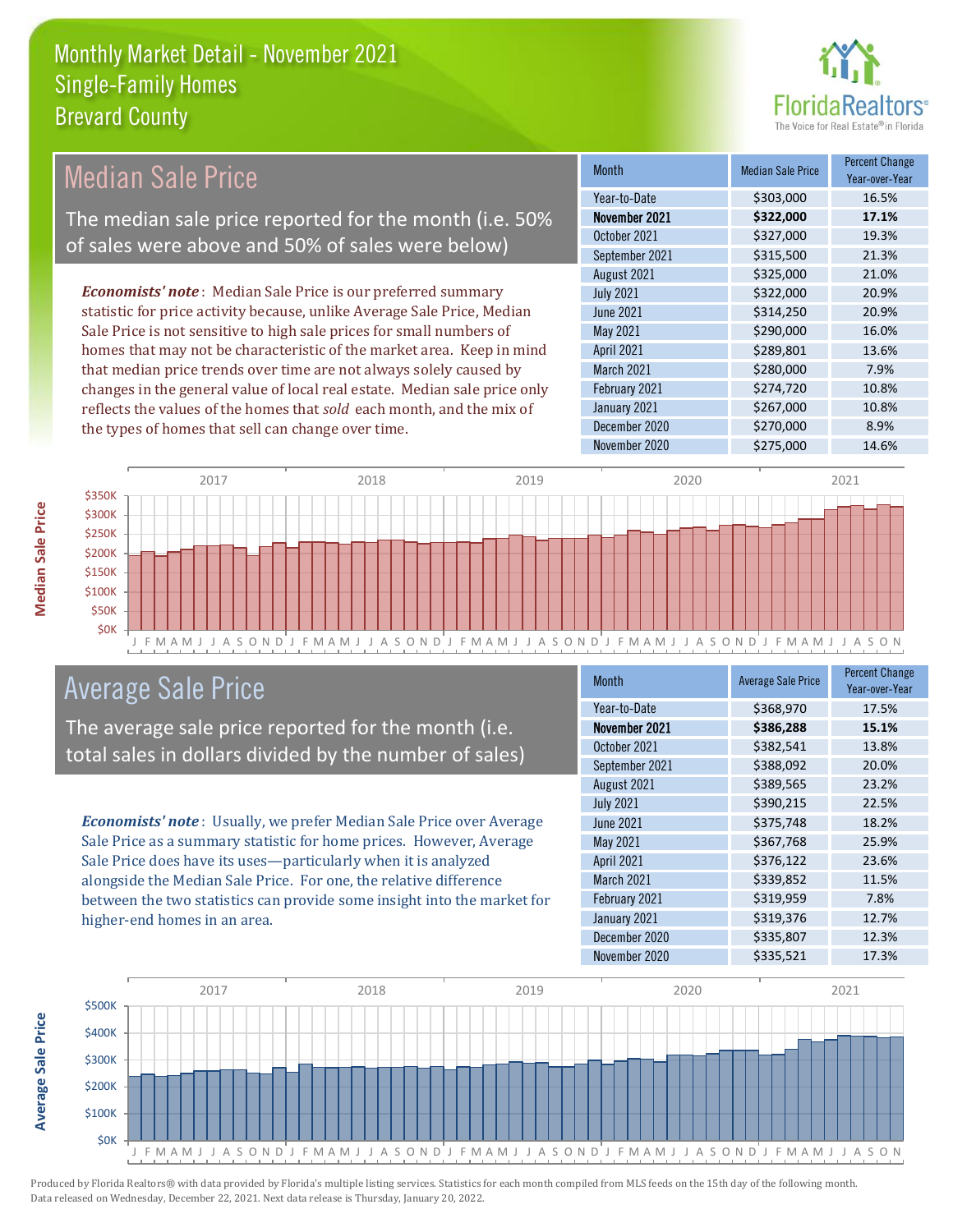# Monthly Market Detail - November 2021
## Single-Family Homes
## Brevard County

## Median Sale Price

The median sale price reported for the month (i.e. 50% of sales were above and 50% of sales were below)

*Economists' note*: Median Sale Price is our preferred summary statistic for price activity because, unlike Average Sale Price, Median Sale Price is not sensitive to high sale prices for small numbers of homes that may not be characteristic of the market area. Keep in mind that median price trends over time are not always solely caused by changes in the general value of local real estate. Median sale price only reflects the values of the homes that *sold* each month, and the mix of the types of homes that sell can change over time.

| Month | Median Sale Price | Percent Change Year-over-Year |
|---|---|---|
| Year-to-Date | $303,000 | 16.5% |
| **November 2021** | **$322,000** | **17.1%** |
| October 2021 | $327,000 | 19.3% |
| September 2021 | $315,500 | 21.3% |
| August 2021 | $325,000 | 21.0% |
| July 2021 | $322,000 | 20.9% |
| June 2021 | $314,250 | 20.9% |
| May 2021 | $290,000 | 16.0% |
| April 2021 | $289,801 | 13.6% |
| March 2021 | $280,000 | 7.9% |
| February 2021 | $274,720 | 10.8% |
| January 2021 | $267,000 | 10.8% |
| December 2020 | $270,000 | 8.9% |
| November 2020 | $275,000 | 14.6% |

## Average Sale Price

The average sale price reported for the month (i.e. total sales in dollars divided by the number of sales)

*Economists' note*: Usually, we prefer Median Sale Price over Average Sale Price as a summary statistic for home prices. However, Average Sale Price does have its uses—particularly when it is analyzed alongside the Median Sale Price. For one, the relative difference between the two statistics can provide some insight into the market for higher-end homes in an area.

| Month | Average Sale Price | Percent Change Year-over-Year |
|---|---|---|
| Year-to-Date | $368,970 | 17.5% |
| **November 2021** | **$386,288** | **15.1%** |
| October 2021 | $382,541 | 13.8% |
| September 2021 | $388,092 | 20.0% |
| August 2021 | $389,565 | 23.2% |
| July 2021 | $390,215 | 22.5% |
| June 2021 | $375,748 | 18.2% |
| May 2021 | $367,768 | 25.9% |
| April 2021 | $376,122 | 23.6% |
| March 2021 | $339,852 | 11.5% |
| February 2021 | $319,959 | 7.8% |
| January 2021 | $319,376 | 12.7% |
| December 2020 | $335,807 | 12.3% |
| November 2020 | $335,521 | 17.3% |

Produced by Florida Realtors® with data provided by Florida's multiple listing services. Statistics for each month compiled from MLS feeds on the 15th day of the following month. Data released on Wednesday, December 22, 2021. Next data release is Thursday, January 20, 2022.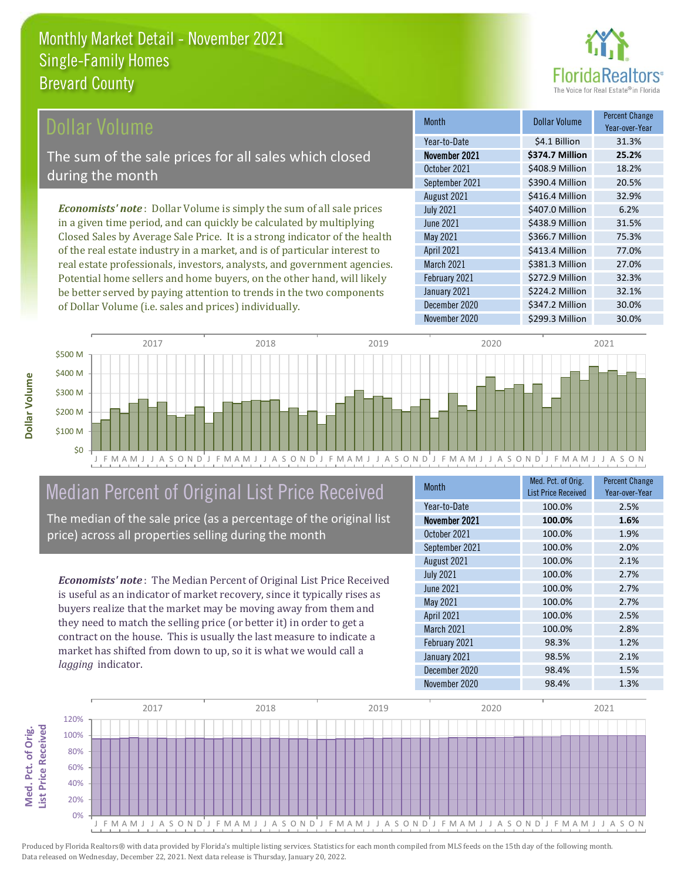# Monthly Market Detail - November 2021
## Single-Family Homes
## Brevard County

## Dollar Volume

The sum of the sale prices for all sales which closed during the month

*Economists' note*: Dollar Volume is simply the sum of all sale prices in a given time period, and can quickly be calculated by multiplying Closed Sales by Average Sale Price. It is a strong indicator of the health of the real estate industry in a market, and is of particular interest to real estate professionals, investors, analysts, and government agencies. Potential home sellers and home buyers, on the other hand, will likely be better served by paying attention to trends in the two components of Dollar Volume (i.e. sales and prices) individually.

| Month | Dollar Volume | Percent Change Year-over-Year |
|---|---|---|
| Year-to-Date | $4.1 Billion | 31.3% |
| **November 2021** | **$374.7 Million** | **25.2%** |
| October 2021 | $408.9 Million | 18.2% |
| September 2021 | $390.4 Million | 20.5% |
| August 2021 | $416.4 Million | 32.9% |
| July 2021 | $407.0 Million | 6.2% |
| June 2021 | $438.9 Million | 31.5% |
| May 2021 | $366.7 Million | 75.3% |
| April 2021 | $413.4 Million | 77.0% |
| March 2021 | $381.3 Million | 27.0% |
| February 2021 | $272.9 Million | 32.3% |
| January 2021 | $224.2 Million | 32.1% |
| December 2020 | $347.2 Million | 30.0% |
| November 2020 | $299.3 Million | 30.0% |

## Median Percent of Original List Price Received

The median of the sale price (as a percentage of the original list price) across all properties selling during the month

*Economists' note*: The Median Percent of Original List Price Received is useful as an indicator of market recovery, since it typically rises as buyers realize that the market may be moving away from them and they need to match the selling price (or better it) in order to get a contract on the house. This is usually the last measure to indicate a market has shifted from down to up, so it is what we would call a *lagging* indicator.

| Month | Med. Pct. of Orig. List Price Received | Percent Change Year-over-Year |
|---|---|---|
| Year-to-Date | 100.0% | 2.5% |
| **November 2021** | **100.0%** | **1.6%** |
| October 2021 | 100.0% | 1.9% |
| September 2021 | 100.0% | 2.0% |
| August 2021 | 100.0% | 2.1% |
| July 2021 | 100.0% | 2.7% |
| June 2021 | 100.0% | 2.7% |
| May 2021 | 100.0% | 2.7% |
| April 2021 | 100.0% | 2.5% |
| March 2021 | 100.0% | 2.8% |
| February 2021 | 98.3% | 1.2% |
| January 2021 | 98.5% | 2.1% |
| December 2020 | 98.4% | 1.5% |
| November 2020 | 98.4% | 1.3% |

Produced by Florida Realtors® with data provided by Florida's multiple listing services. Statistics for each month compiled from MLS feeds on the 15th day of the following month. Data released on Wednesday, December 22, 2021. Next data release is Thursday, January 20, 2022.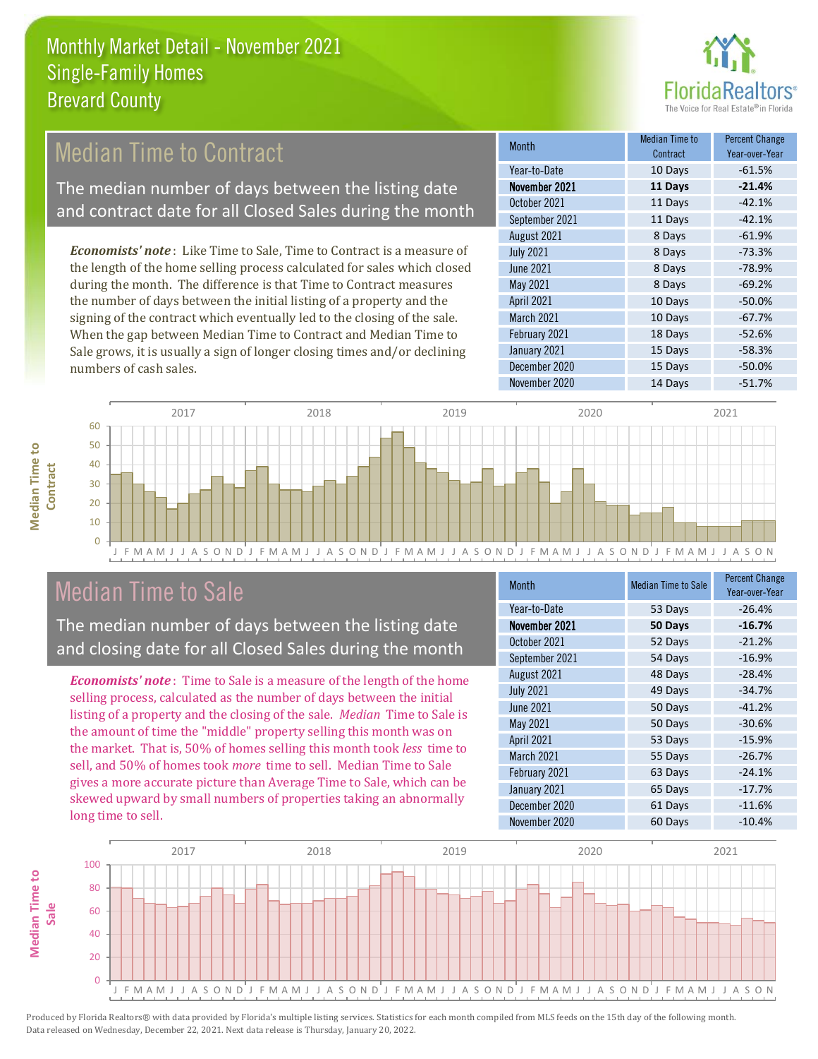# Monthly Market Detail - November 2021
## Single-Family Homes
## Brevard County

## Median Time to Contract

The median number of days between the listing date and contract date for all Closed Sales during the month

*Economists' note*: Like Time to Sale, Time to Contract is a measure of the length of the home selling process calculated for sales which closed during the month. The difference is that Time to Contract measures the number of days between the initial listing of a property and the signing of the contract which eventually led to the closing of the sale. When the gap between Median Time to Contract and Median Time to Sale grows, it is usually a sign of longer closing times and/or declining numbers of cash sales.

| Month | Median Time to Contract | Percent Change Year-over-Year |
|---|---|---|
| Year-to-Date | 10 Days | -61.5% |
| **November 2021** | **11 Days** | **-21.4%** |
| October 2021 | 11 Days | -42.1% |
| September 2021 | 11 Days | -42.1% |
| August 2021 | 8 Days | -61.9% |
| July 2021 | 8 Days | -73.3% |
| June 2021 | 8 Days | -78.9% |
| May 2021 | 8 Days | -69.2% |
| April 2021 | 10 Days | -50.0% |
| March 2021 | 10 Days | -67.7% |
| February 2021 | 18 Days | -52.6% |
| January 2021 | 15 Days | -58.3% |
| December 2020 | 15 Days | -50.0% |
| November 2020 | 14 Days | -51.7% |

## Median Time to Sale

The median number of days between the listing date and closing date for all Closed Sales during the month

*Economists' note*: Time to Sale is a measure of the length of the home selling process, calculated as the number of days between the initial listing of a property and the closing of the sale. *Median* Time to Sale is the amount of time the "middle" property selling this month was on the market. That is, 50% of homes selling this month took *less* time to sell, and 50% of homes took *more* time to sell. Median Time to Sale gives a more accurate picture than Average Time to Sale, which can be skewed upward by small numbers of properties taking an abnormally long time to sell.

| Month | Median Time to Sale | Percent Change Year-over-Year |
|---|---|---|
| Year-to-Date | 53 Days | -26.4% |
| **November 2021** | **50 Days** | **-16.7%** |
| October 2021 | 52 Days | -21.2% |
| September 2021 | 54 Days | -16.9% |
| August 2021 | 48 Days | -28.4% |
| July 2021 | 49 Days | -34.7% |
| June 2021 | 50 Days | -41.2% |
| May 2021 | 50 Days | -30.6% |
| April 2021 | 53 Days | -15.9% |
| March 2021 | 55 Days | -26.7% |
| February 2021 | 63 Days | -24.1% |
| January 2021 | 65 Days | -17.7% |
| December 2020 | 61 Days | -11.6% |
| November 2020 | 60 Days | -10.4% |

Produced by Florida Realtors® with data provided by Florida's multiple listing services. Statistics for each month compiled from MLS feeds on the 15th day of the following month. Data released on Wednesday, December 22, 2021. Next data release is Thursday, January 20, 2022.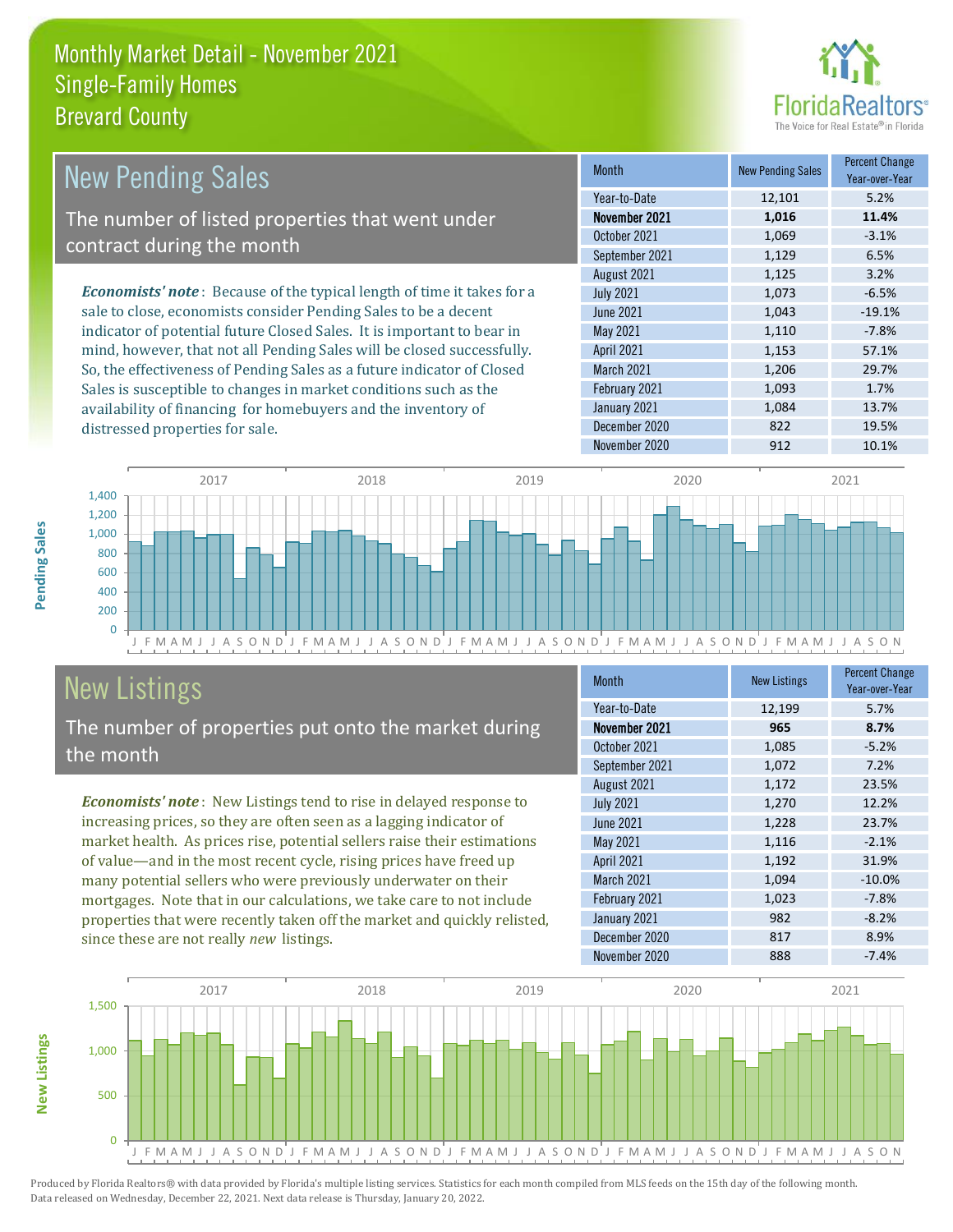# Monthly Market Detail - November 2021
## Single-Family Homes
## Brevard County

## New Pending Sales

The number of listed properties that went under contract during the month

*Economists' note*: Because of the typical length of time it takes for a sale to close, economists consider Pending Sales to be a decent indicator of potential future Closed Sales. It is important to bear in mind, however, that not all Pending Sales will be closed successfully. So, the effectiveness of Pending Sales as a future indicator of Closed Sales is susceptible to changes in market conditions such as the availability of financing for homebuyers and the inventory of distressed properties for sale.

| Month | New Pending Sales | Percent Change Year-over-Year |
|---|---|---|
| Year-to-Date | 12,101 | 5.2% |
| **November 2021** | **1,016** | **11.4%** |
| October 2021 | 1,069 | -3.1% |
| September 2021 | 1,129 | 6.5% |
| August 2021 | 1,125 | 3.2% |
| July 2021 | 1,073 | -6.5% |
| June 2021 | 1,043 | -19.1% |
| May 2021 | 1,110 | -7.8% |
| April 2021 | 1,153 | 57.1% |
| March 2021 | 1,206 | 29.7% |
| February 2021 | 1,093 | 1.7% |
| January 2021 | 1,084 | 13.7% |
| December 2020 | 822 | 19.5% |
| November 2020 | 912 | 10.1% |

## New Listings

The number of properties put onto the market during the month

*Economists' note*: New Listings tend to rise in delayed response to increasing prices, so they are often seen as a lagging indicator of market health. As prices rise, potential sellers raise their estimations of value—and in the most recent cycle, rising prices have freed up many potential sellers who were previously underwater on their mortgages. Note that in our calculations, we take care to not include properties that were recently taken off the market and quickly relisted, since these are not really *new* listings.

| Month | New Listings | Percent Change Year-over-Year |
|---|---|---|
| Year-to-Date | 12,199 | 5.7% |
| **November 2021** | **965** | **8.7%** |
| October 2021 | 1,085 | -5.2% |
| September 2021 | 1,072 | 7.2% |
| August 2021 | 1,172 | 23.5% |
| July 2021 | 1,270 | 12.2% |
| June 2021 | 1,228 | 23.7% |
| May 2021 | 1,116 | -2.1% |
| April 2021 | 1,192 | 31.9% |
| March 2021 | 1,094 | -10.0% |
| February 2021 | 1,023 | -7.8% |
| January 2021 | 982 | -8.2% |
| December 2020 | 817 | 8.9% |
| November 2020 | 888 | -7.4% |

Produced by Florida Realtors® with data provided by Florida's multiple listing services. Statistics for each month compiled from MLS feeds on the 15th day of the following month. Data released on Wednesday, December 22, 2021. Next data release is Thursday, January 20, 2022.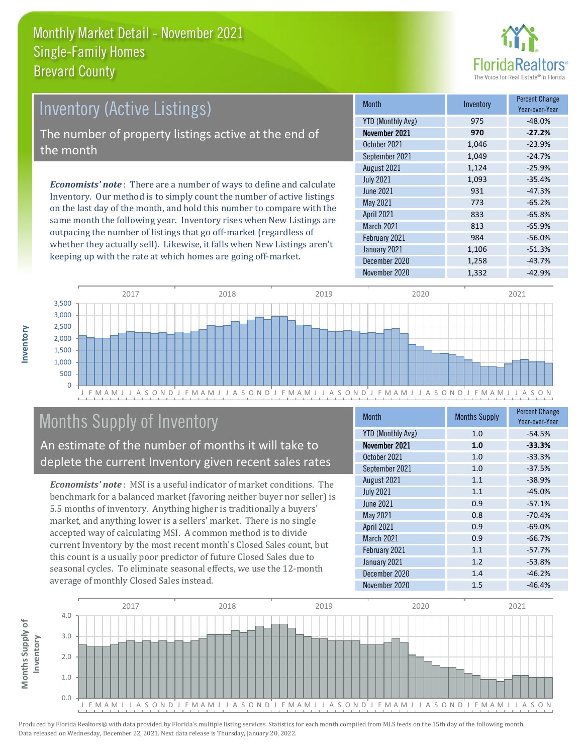# Monthly Market Detail - November 2021
## Single-Family Homes
## Brevard County

## Inventory (Active Listings)

The number of property listings active at the end of the month

***Economists' note***: There are a number of ways to define and calculate Inventory. Our method is to simply count the number of active listings on the last day of the month, and hold this number to compare with the same month the following year. Inventory rises when New Listings are outpacing the number of listings that go off-market (regardless of whether they actually sell). Likewise, it falls when New Listings aren't keeping up with the rate at which homes are going off-market.

| Month | Inventory | Percent Change Year-over-Year |
|---|---|---|
| YTD (Monthly Avg) | 975 | -48.0% |
| **November 2021** | **970** | **-27.2%** |
| October 2021 | 1,046 | -23.9% |
| September 2021 | 1,049 | -24.7% |
| August 2021 | 1,124 | -25.9% |
| July 2021 | 1,093 | -35.4% |
| June 2021 | 931 | -47.3% |
| May 2021 | 773 | -65.2% |
| April 2021 | 833 | -65.8% |
| March 2021 | 813 | -65.9% |
| February 2021 | 984 | -56.0% |
| January 2021 | 1,106 | -51.3% |
| December 2020 | 1,258 | -43.7% |
| November 2020 | 1,332 | -42.9% |

## Months Supply of Inventory

An estimate of the number of months it will take to deplete the current Inventory given recent sales rates

***Economists' note***: MSI is a useful indicator of market conditions. The benchmark for a balanced market (favoring neither buyer nor seller) is 5.5 months of inventory. Anything higher is traditionally a buyers' market, and anything lower is a sellers' market. There is no single accepted way of calculating MSI. A common method is to divide current Inventory by the most recent month's Closed Sales count, but this count is a usually poor predictor of future Closed Sales due to seasonal cycles. To eliminate seasonal effects, we use the 12-month average of monthly Closed Sales instead.

| Month | Months Supply | Percent Change Year-over-Year |
|---|---|---|
| YTD (Monthly Avg) | 1.0 | -54.5% |
| **November 2021** | **1.0** | **-33.3%** |
| October 2021 | 1.0 | -33.3% |
| September 2021 | 1.0 | -37.5% |
| August 2021 | 1.1 | -38.9% |
| July 2021 | 1.1 | -45.0% |
| June 2021 | 0.9 | -57.1% |
| May 2021 | 0.8 | -70.4% |
| April 2021 | 0.9 | -69.0% |
| March 2021 | 0.9 | -66.7% |
| February 2021 | 1.1 | -57.7% |
| January 2021 | 1.2 | -53.8% |
| December 2020 | 1.4 | -46.2% |
| November 2020 | 1.5 | -46.4% |

Produced by Florida Realtors® with data provided by Florida's multiple listing services. Statistics for each month compiled from MLS feeds on the 15th day of the following month. Data released on Wednesday, December 22, 2021. Next data release is Thursday, January 20, 2022.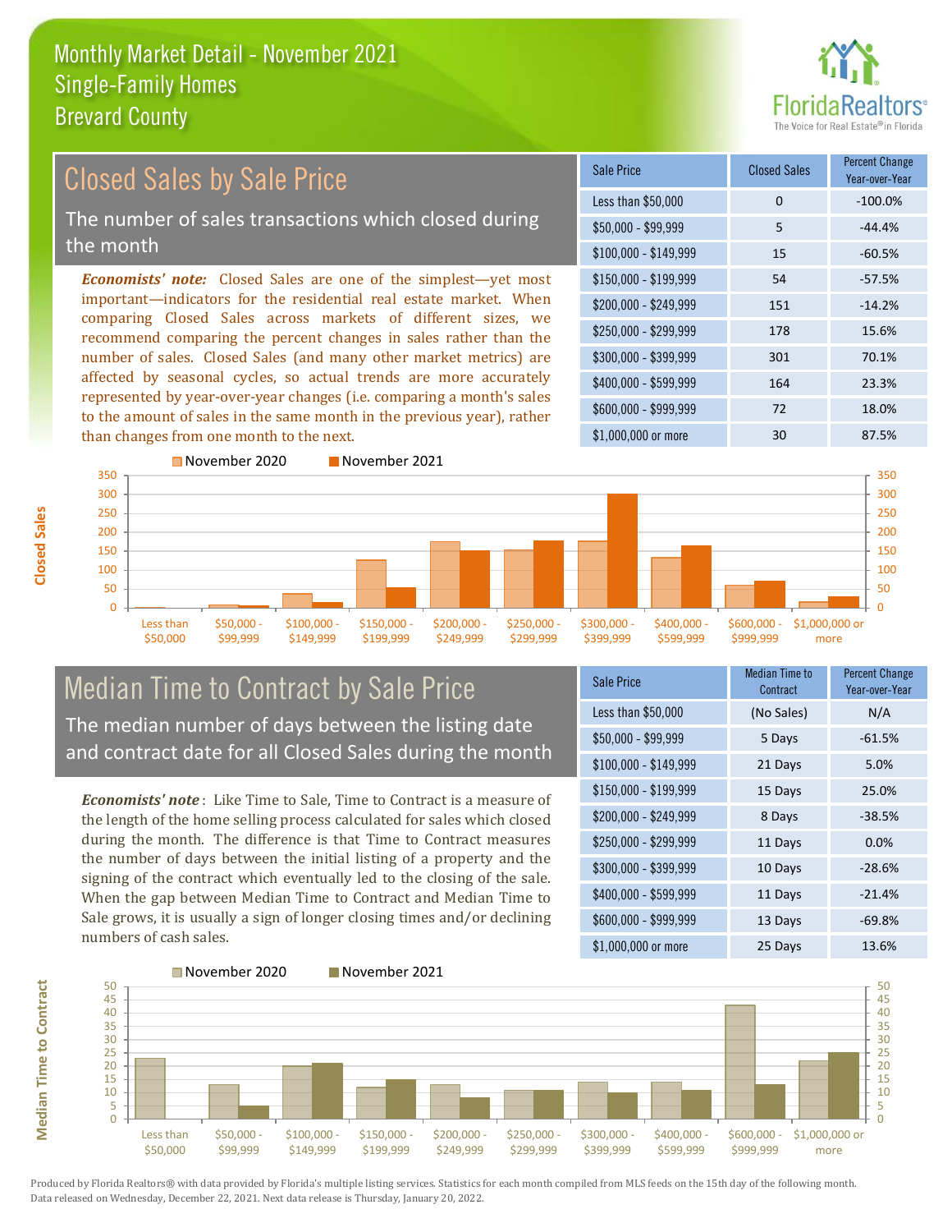# Monthly Market Detail - November 2021
## Single-Family Homes
## Brevard County

## Closed Sales by Sale Price

The number of sales transactions which closed during the month

***Economists' note:*** Closed Sales are one of the simplest—yet most important—indicators for the residential real estate market. When comparing Closed Sales across markets of different sizes, we recommend comparing the percent changes in sales rather than the number of sales. Closed Sales (and many other market metrics) are affected by seasonal cycles, so actual trends are more accurately represented by year-over-year changes (i.e. comparing a month's sales to the amount of sales in the same month in the previous year), rather than changes from one month to the next.

| Sale Price | Closed Sales | Percent Change Year-over-Year |
|---|---|---|
| Less than $50,000 | 0 | -100.0% |
| $50,000 - $99,999 | 5 | -44.4% |
| $100,000 - $149,999 | 15 | -60.5% |
| $150,000 - $199,999 | 54 | -57.5% |
| $200,000 - $249,999 | 151 | -14.2% |
| $250,000 - $299,999 | 178 | 15.6% |
| $300,000 - $399,999 | 301 | 70.1% |
| $400,000 - $599,999 | 164 | 23.3% |
| $600,000 - $999,999 | 72 | 18.0% |
| $1,000,000 or more | 30 | 87.5% |

## Median Time to Contract by Sale Price

The median number of days between the listing date and contract date for all Closed Sales during the month

***Economists' note*** : Like Time to Sale, Time to Contract is a measure of the length of the home selling process calculated for sales which closed during the month. The difference is that Time to Contract measures the number of days between the initial listing of a property and the signing of the contract which eventually led to the closing of the sale. When the gap between Median Time to Contract and Median Time to Sale grows, it is usually a sign of longer closing times and/or declining numbers of cash sales.

| Sale Price | Median Time to Contract | Percent Change Year-over-Year |
|---|---|---|
| Less than $50,000 | (No Sales) | N/A |
| $50,000 - $99,999 | 5 Days | -61.5% |
| $100,000 - $149,999 | 21 Days | 5.0% |
| $150,000 - $199,999 | 15 Days | 25.0% |
| $200,000 - $249,999 | 8 Days | -38.5% |
| $250,000 - $299,999 | 11 Days | 0.0% |
| $300,000 - $399,999 | 10 Days | -28.6% |
| $400,000 - $599,999 | 11 Days | -21.4% |
| $600,000 - $999,999 | 13 Days | -69.8% |
| $1,000,000 or more | 25 Days | 13.6% |

Produced by Florida Realtors® with data provided by Florida's multiple listing services. Statistics for each month compiled from MLS feeds on the 15th day of the following month. Data released on Wednesday, December 22, 2021. Next data release is Thursday, January 20, 2022.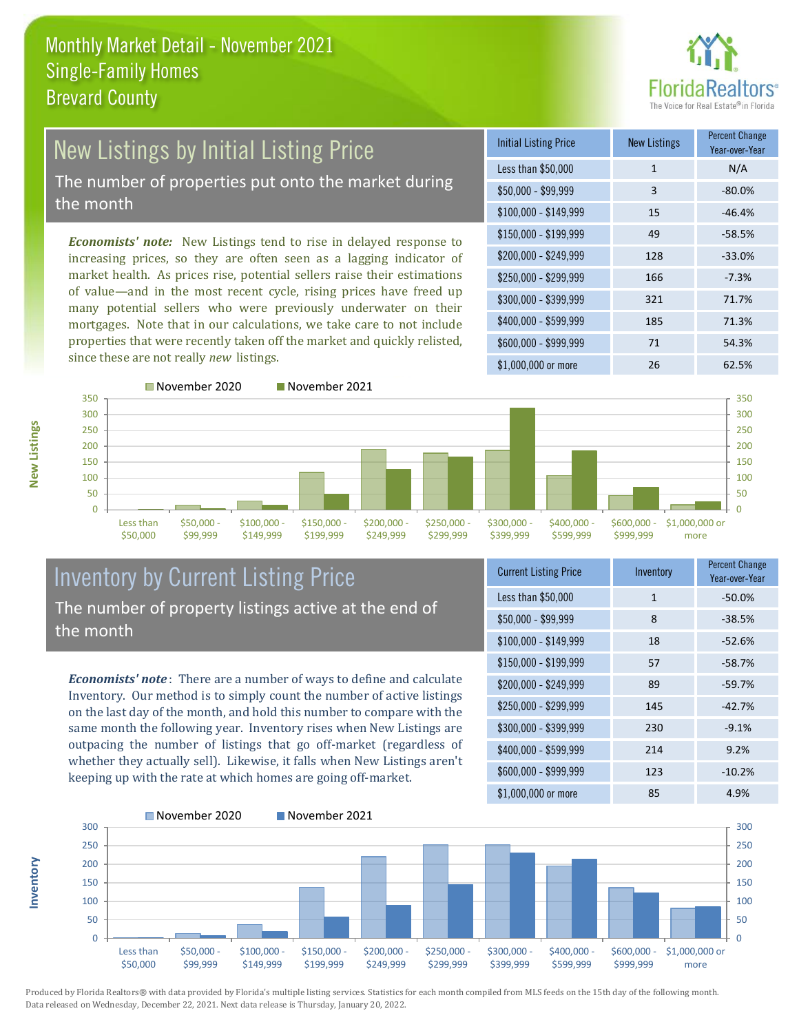# Monthly Market Detail - November 2021
## Single-Family Homes
## Brevard County

## New Listings by Initial Listing Price

The number of properties put onto the market during the month

***Economists' note:*** New Listings tend to rise in delayed response to increasing prices, so they are often seen as a lagging indicator of market health. As prices rise, potential sellers raise their estimations of value—and in the most recent cycle, rising prices have freed up many potential sellers who were previously underwater on their mortgages. Note that in our calculations, we take care to not include properties that were recently taken off the market and quickly relisted, since these are not really *new* listings.

| Initial Listing Price | New Listings | Percent Change Year-over-Year |
|---|---|---|
| Less than $50,000 | 1 | N/A |
| $50,000 - $99,999 | 3 | -80.0% |
| $100,000 - $149,999 | 15 | -46.4% |
| $150,000 - $199,999 | 49 | -58.5% |
| $200,000 - $249,999 | 128 | -33.0% |
| $250,000 - $299,999 | 166 | -7.3% |
| $300,000 - $399,999 | 321 | 71.7% |
| $400,000 - $599,999 | 185 | 71.3% |
| $600,000 - $999,999 | 71 | 54.3% |
| $1,000,000 or more | 26 | 62.5% |

## Inventory by Current Listing Price

The number of property listings active at the end of the month

***Economists' note***: There are a number of ways to define and calculate Inventory. Our method is to simply count the number of active listings on the last day of the month, and hold this number to compare with the same month the following year. Inventory rises when New Listings are outpacing the number of listings that go off-market (regardless of whether they actually sell). Likewise, it falls when New Listings aren't keeping up with the rate at which homes are going off-market.

| Current Listing Price | Inventory | Percent Change Year-over-Year |
|---|---|---|
| Less than $50,000 | 1 | -50.0% |
| $50,000 - $99,999 | 8 | -38.5% |
| $100,000 - $149,999 | 18 | -52.6% |
| $150,000 - $199,999 | 57 | -58.7% |
| $200,000 - $249,999 | 89 | -59.7% |
| $250,000 - $299,999 | 145 | -42.7% |
| $300,000 - $399,999 | 230 | -9.1% |
| $400,000 - $599,999 | 214 | 9.2% |
| $600,000 - $999,999 | 123 | -10.2% |
| $1,000,000 or more | 85 | 4.9% |

Produced by Florida Realtors® with data provided by Florida's multiple listing services. Statistics for each month compiled from MLS feeds on the 15th day of the following month. Data released on Wednesday, December 22, 2021. Next data release is Thursday, January 20, 2022.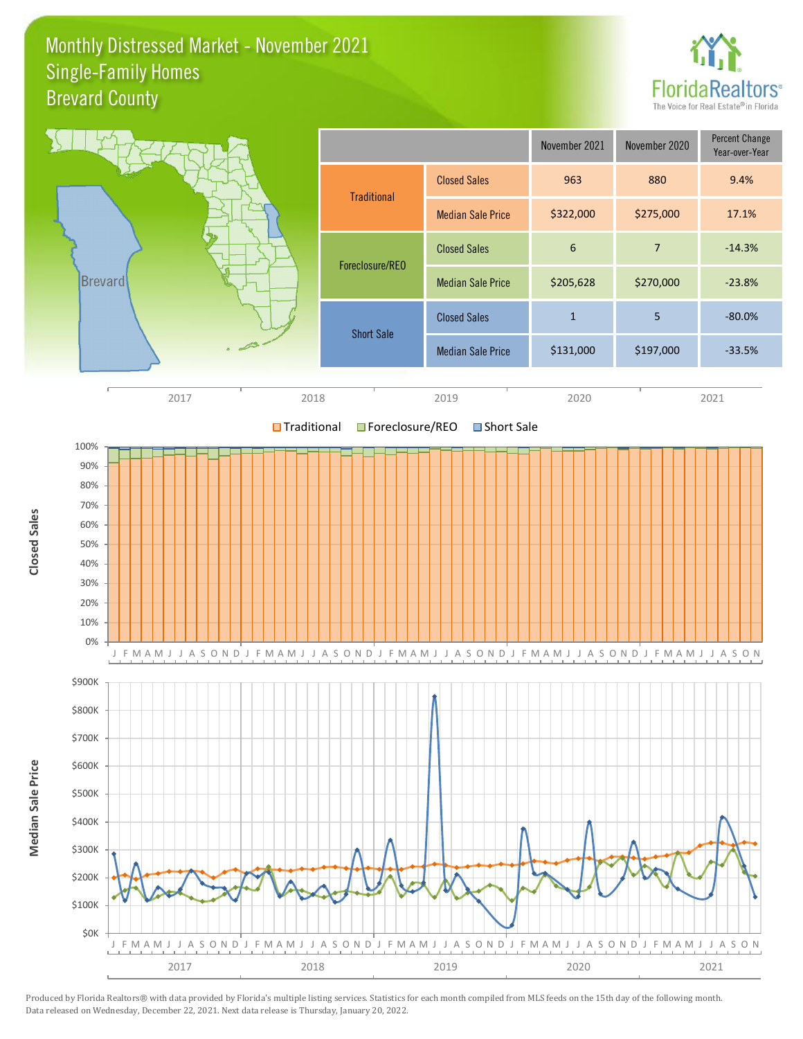# Monthly Distressed Market - November 2021
## Single-Family Homes
## Brevard County

FloridaRealtors®
The Voice for Real Estate® in Florida

Brevard

| | | November 2021 | November 2020 | Percent Change Year-over-Year |
|---|---|---|---|---|
| Traditional | Closed Sales | 963 | 880 | 9.4% |
| | Median Sale Price | $322,000 | $275,000 | 17.1% |
| Foreclosure/REO | Closed Sales | 6 | 7 | -14.3% |
| | Median Sale Price | $205,628 | $270,000 | -23.8% |
| Short Sale | Closed Sales | 1 | 5 | -80.0% |
| | Median Sale Price | $131,000 | $197,000 | -33.5% |

2017 2018 2019 2020 2021

Traditional Foreclosure/REO Short Sale

Closed Sales

100% 90% 80% 70% 60% 50% 40% 30% 20% 10% 0%

J F M A M J J A S O N D J F M A M J J A S O N D J F M A M J J A S O N D J F M A M J J A S O N D J F M A M J J A S O N

Median Sale Price

$900K $800K $700K $600K $500K $400K $300K $200K $100K $0K

J F M A M J J A S O N D J F M A M J J A S O N D J F M A M J J A S O N D J F M A M J J A S O N D J F M A M J J A S O N

2017 2018 2019 2020 2021

Produced by Florida Realtors® with data provided by Florida's multiple listing services. Statistics for each month compiled from MLS feeds on the 15th day of the following month.
Data released on Wednesday, December 22, 2021. Next data release is Thursday, January 20, 2022.